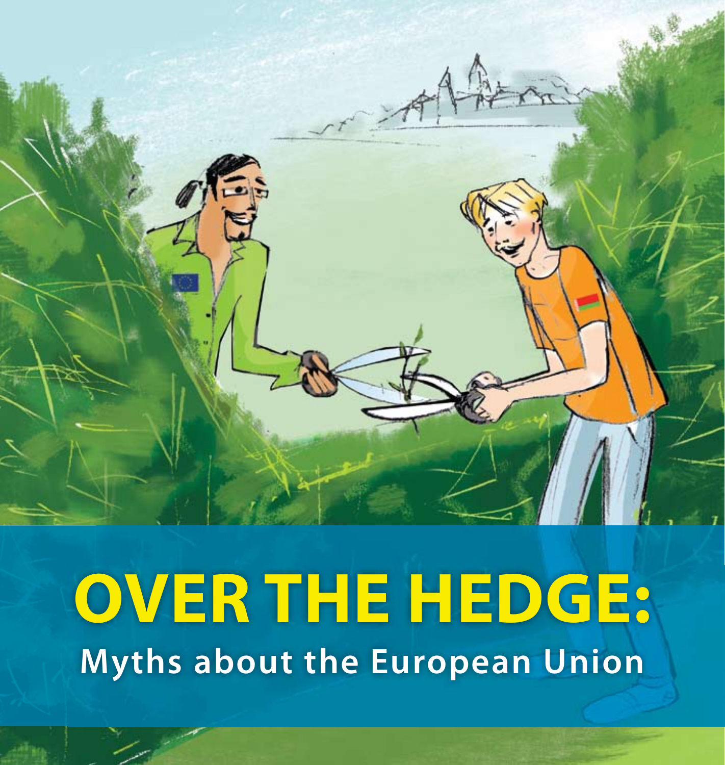# OVER THE HEDGE:

## Myths about the European Union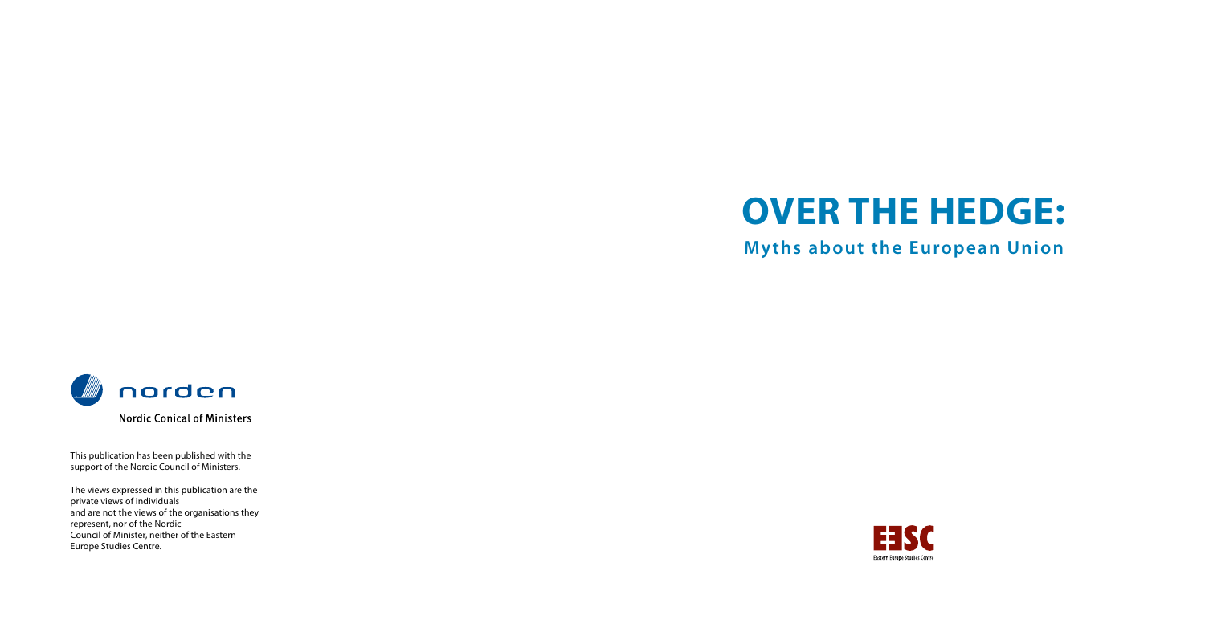# OVER THE HEDGE:

## Myths about the European Union

norden

Nordic Conical of Ministers

This publication has been published with the support of the Nordic Council of Ministers.

The views expressed in this publication are the private views of individuals
and are not the views of the organisations they represent, nor of the Nordic
Council of Minister, neither of the Eastern Europe Studies Centre.

EESC

Eastern Europe Studies Centre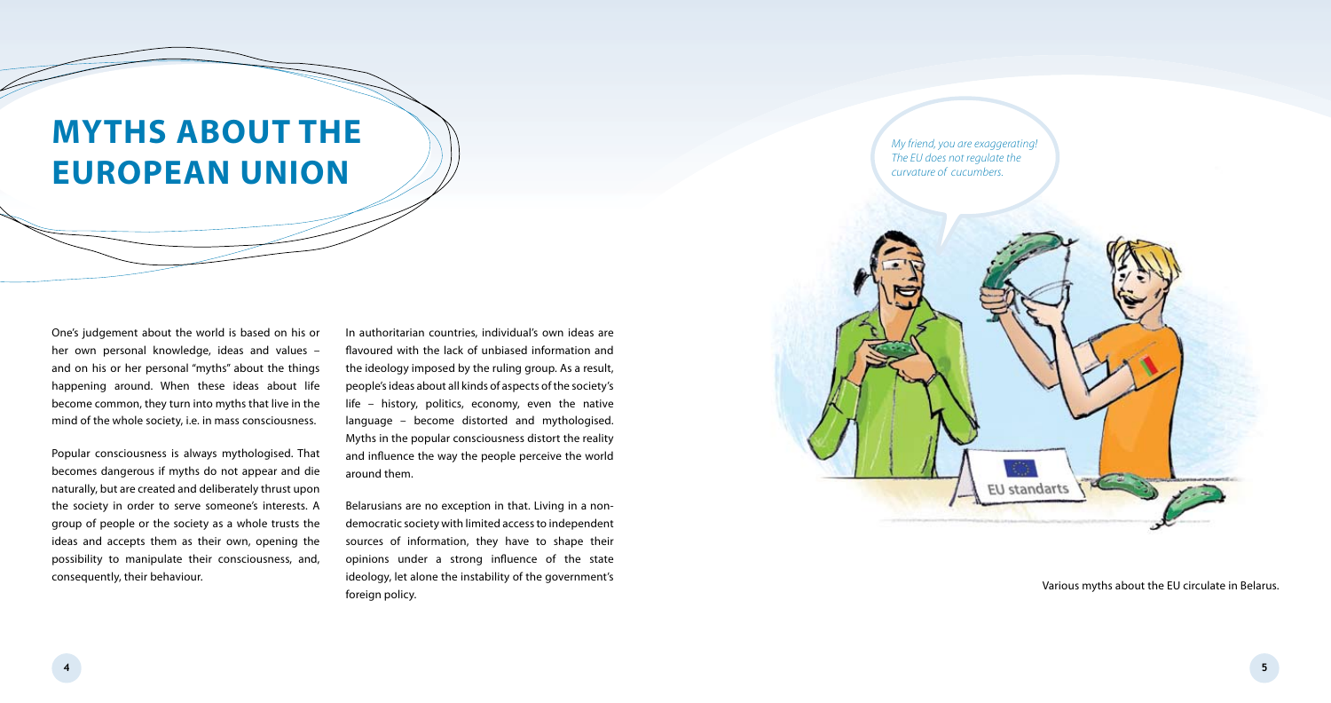# MYTHS ABOUT THE EUROPEAN UNION

One's judgement about the world is based on his or her own personal knowledge, ideas and values – and on his or her personal "myths" about the things happening around. When these ideas about life become common, they turn into myths that live in the mind of the whole society, i.e. in mass consciousness.

Popular consciousness is always mythologised. That becomes dangerous if myths do not appear and die naturally, but are created and deliberately thrust upon the society in order to serve someone's interests. A group of people or the society as a whole trusts the ideas and accepts them as their own, opening the possibility to manipulate their consciousness, and, consequently, their behaviour.

In authoritarian countries, individual's own ideas are flavoured with the lack of unbiased information and the ideology imposed by the ruling group. As a result, people's ideas about all kinds of aspects of the society's life – history, politics, economy, even the native language – become distorted and mythologised. Myths in the popular consciousness distort the reality and influence the way the people perceive the world around them.

Belarusians are no exception in that. Living in a non-democratic society with limited access to independent sources of information, they have to shape their opinions under a strong influence of the state ideology, let alone the instability of the government's foreign policy.

*My friend, you are exaggerating! The EU does not regulate the curvature of cucumbers.*

EU standarts

Various myths about the EU circulate in Belarus.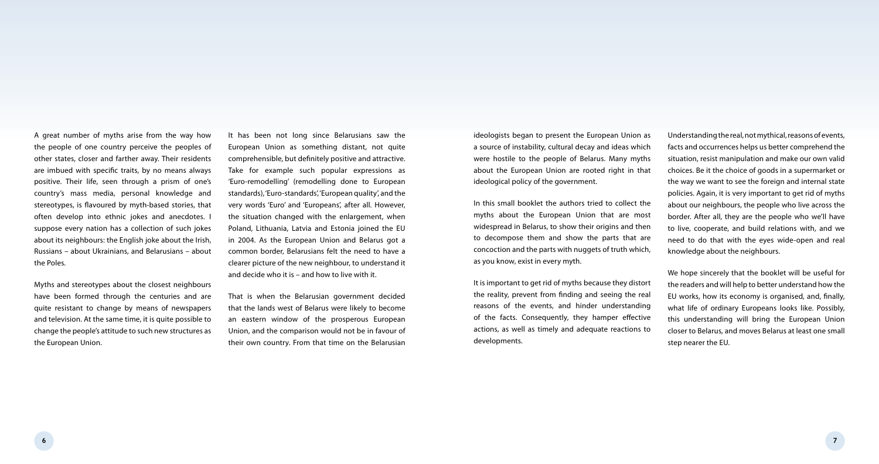A great number of myths arise from the way how the people of one country perceive the peoples of other states, closer and farther away. Their residents are imbued with specific traits, by no means always positive. Their life, seen through a prism of one's country's mass media, personal knowledge and stereotypes, is flavoured by myth-based stories, that often develop into ethnic jokes and anecdotes. I suppose every nation has a collection of such jokes about its neighbours: the English joke about the Irish, Russians – about Ukrainians, and Belarusians – about the Poles.

Myths and stereotypes about the closest neighbours have been formed through the centuries and are quite resistant to change by means of newspapers and television. At the same time, it is quite possible to change the people's attitude to such new structures as the European Union.

It has been not long since Belarusians saw the European Union as something distant, not quite comprehensible, but definitely positive and attractive. Take for example such popular expressions as 'Euro-remodelling' (remodelling done to European standards), 'Euro-standards', 'European quality', and the very words 'Euro' and 'Europeans', after all. However, the situation changed with the enlargement, when Poland, Lithuania, Latvia and Estonia joined the EU in 2004. As the European Union and Belarus got a common border, Belarusians felt the need to have a clearer picture of the new neighbour, to understand it and decide who it is – and how to live with it.

That is when the Belarusian government decided that the lands west of Belarus were likely to become an eastern window of the prosperous European Union, and the comparison would not be in favour of their own country. From that time on the Belarusian ideologists began to present the European Union as a source of instability, cultural decay and ideas which were hostile to the people of Belarus. Many myths about the European Union are rooted right in that ideological policy of the government.

In this small booklet the authors tried to collect the myths about the European Union that are most widespread in Belarus, to show their origins and then to decompose them and show the parts that are concoction and the parts with nuggets of truth which, as you know, exist in every myth.

It is important to get rid of myths because they distort the reality, prevent from finding and seeing the real reasons of the events, and hinder understanding of the facts. Consequently, they hamper effective actions, as well as timely and adequate reactions to developments.

Understanding the real, not mythical, reasons of events, facts and occurrences helps us better comprehend the situation, resist manipulation and make our own valid choices. Be it the choice of goods in a supermarket or the way we want to see the foreign and internal state policies. Again, it is very important to get rid of myths about our neighbours, the people who live across the border. After all, they are the people who we'll have to live, cooperate, and build relations with, and we need to do that with the eyes wide-open and real knowledge about the neighbours.

We hope sincerely that the booklet will be useful for the readers and will help to better understand how the EU works, how its economy is organised, and, finally, what life of ordinary Europeans looks like. Possibly, this understanding will bring the European Union closer to Belarus, and moves Belarus at least one small step nearer the EU.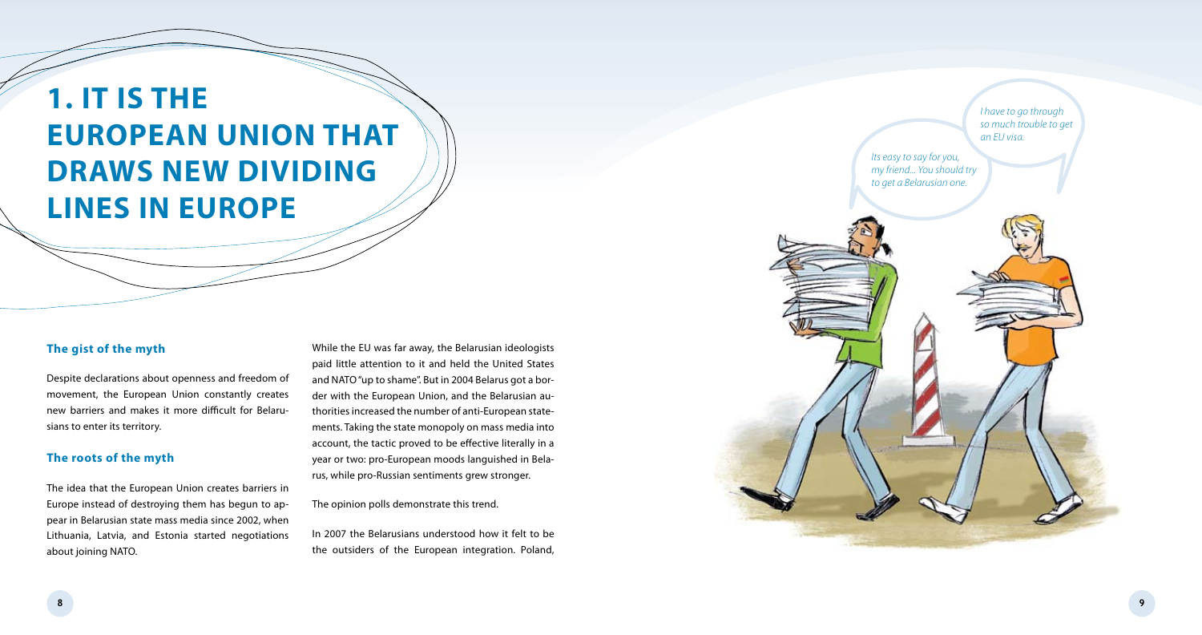# 1. IT IS THE EUROPEAN UNION THAT DRAWS NEW DIVIDING LINES IN EUROPE

## The gist of the myth

Despite declarations about openness and freedom of movement, the European Union constantly creates new barriers and makes it more difficult for Belarusians to enter its territory.

## The roots of the myth

The idea that the European Union creates barriers in Europe instead of destroying them has begun to appear in Belarusian state mass media since 2002, when Lithuania, Latvia, and Estonia started negotiations about joining NATO.

While the EU was far away, the Belarusian ideologists paid little attention to it and held the United States and NATO "up to shame". But in 2004 Belarus got a border with the European Union, and the Belarusian authorities increased the number of anti-European statements. Taking the state monopoly on mass media into account, the tactic proved to be effective literally in a year or two: pro-European moods languished in Belarus, while pro-Russian sentiments grew stronger.

The opinion polls demonstrate this trend.

In 2007 the Belarusians understood how it felt to be the outsiders of the European integration. Poland,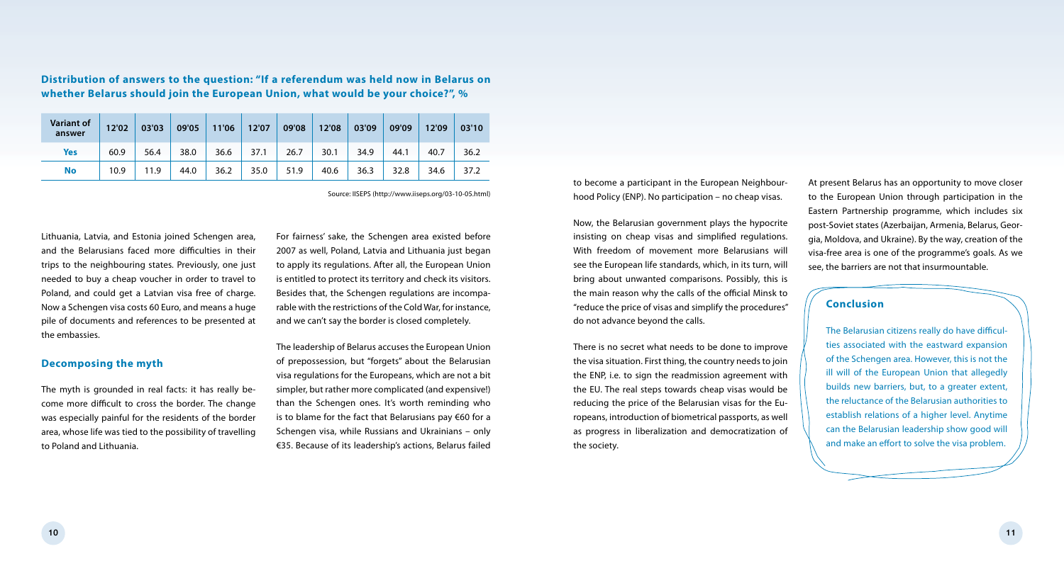**Distribution of answers to the question: "If a referendum was held now in Belarus on whether Belarus should join the European Union, what would be your choice?", %**

| Variant of answer | 12'02 | 03'03 | 09'05 | 11'06 | 12'07 | 09'08 | 12'08 | 03'09 | 09'09 | 12'09 | 03'10 |
|---|---|---|---|---|---|---|---|---|---|---|---|
| Yes | 60.9 | 56.4 | 38.0 | 36.6 | 37.1 | 26.7 | 30.1 | 34.9 | 44.1 | 40.7 | 36.2 |
| No | 10.9 | 11.9 | 44.0 | 36.2 | 35.0 | 51.9 | 40.6 | 36.3 | 32.8 | 34.6 | 37.2 |

Source: IISEPS (http://www.iiseps.org/03-10-05.html)

Lithuania, Latvia, and Estonia joined Schengen area, and the Belarusians faced more difficulties in their trips to the neighbouring states. Previously, one just needed to buy a cheap voucher in order to travel to Poland, and could get a Latvian visa free of charge. Now a Schengen visa costs 60 Euro, and means a huge pile of documents and references to be presented at the embassies.

## Decomposing the myth

The myth is grounded in real facts: it has really become more difficult to cross the border. The change was especially painful for the residents of the border area, whose life was tied to the possibility of travelling to Poland and Lithuania.

For fairness' sake, the Schengen area existed before 2007 as well, Poland, Latvia and Lithuania just began to apply its regulations. After all, the European Union is entitled to protect its territory and check its visitors. Besides that, the Schengen regulations are incomparable with the restrictions of the Cold War, for instance, and we can't say the border is closed completely.

The leadership of Belarus accuses the European Union of prepossession, but "forgets" about the Belarusian visa regulations for the Europeans, which are not a bit simpler, but rather more complicated (and expensive!) than the Schengen ones. It's worth reminding who is to blame for the fact that Belarusians pay €60 for a Schengen visa, while Russians and Ukrainians – only €35. Because of its leadership's actions, Belarus failed to become a participant in the European Neighbourhood Policy (ENP). No participation – no cheap visas.

Now, the Belarusian government plays the hypocrite insisting on cheap visas and simplified regulations. With freedom of movement more Belarusians will see the European life standards, which, in its turn, will bring about unwanted comparisons. Possibly, this is the main reason why the calls of the official Minsk to "reduce the price of visas and simplify the procedures" do not advance beyond the calls.

There is no secret what needs to be done to improve the visa situation. First thing, the country needs to join the ENP, i.e. to sign the readmission agreement with the EU. The real steps towards cheap visas would be reducing the price of the Belarusian visas for the Europeans, introduction of biometrical passports, as well as progress in liberalization and democratization of the society.

At present Belarus has an opportunity to move closer to the European Union through participation in the Eastern Partnership programme, which includes six post-Soviet states (Azerbaijan, Armenia, Belarus, Georgia, Moldova, and Ukraine). By the way, creation of the visa-free area is one of the programme's goals. As we see, the barriers are not that insurmountable.

## Conclusion

The Belarusian citizens really do have difficulties associated with the eastward expansion of the Schengen area. However, this is not the ill will of the European Union that allegedly builds new barriers, but, to a greater extent, the reluctance of the Belarusian authorities to establish relations of a higher level. Anytime can the Belarusian leadership show good will and make an effort to solve the visa problem.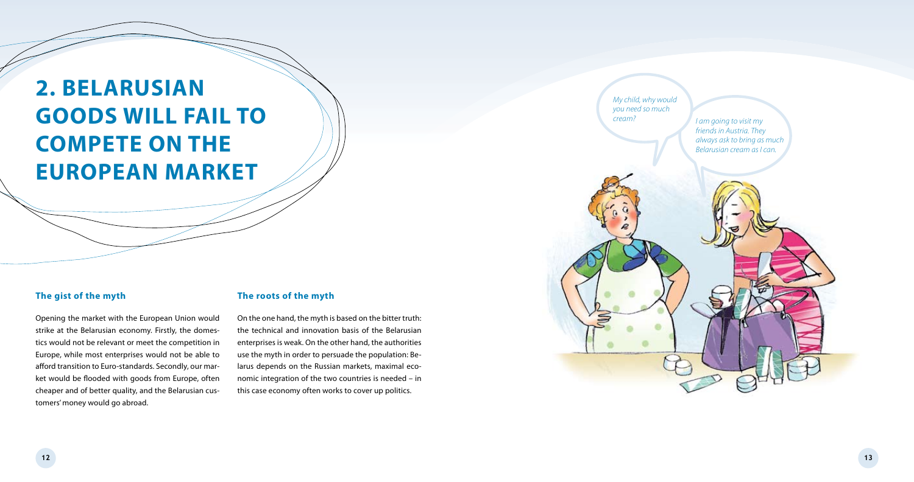# 2. BELARUSIAN GOODS WILL FAIL TO COMPETE ON THE EUROPEAN MARKET

### The gist of the myth

Opening the market with the European Union would strike at the Belarusian economy. Firstly, the domestics would not be relevant or meet the competition in Europe, while most enterprises would not be able to afford transition to Euro-standards. Secondly, our market would be flooded with goods from Europe, often cheaper and of better quality, and the Belarusian customers' money would go abroad.

### The roots of the myth

On the one hand, the myth is based on the bitter truth: the technical and innovation basis of the Belarusian enterprises is weak. On the other hand, the authorities use the myth in order to persuade the population: Belarus depends on the Russian markets, maximal economic integration of the two countries is needed – in this case economy often works to cover up politics.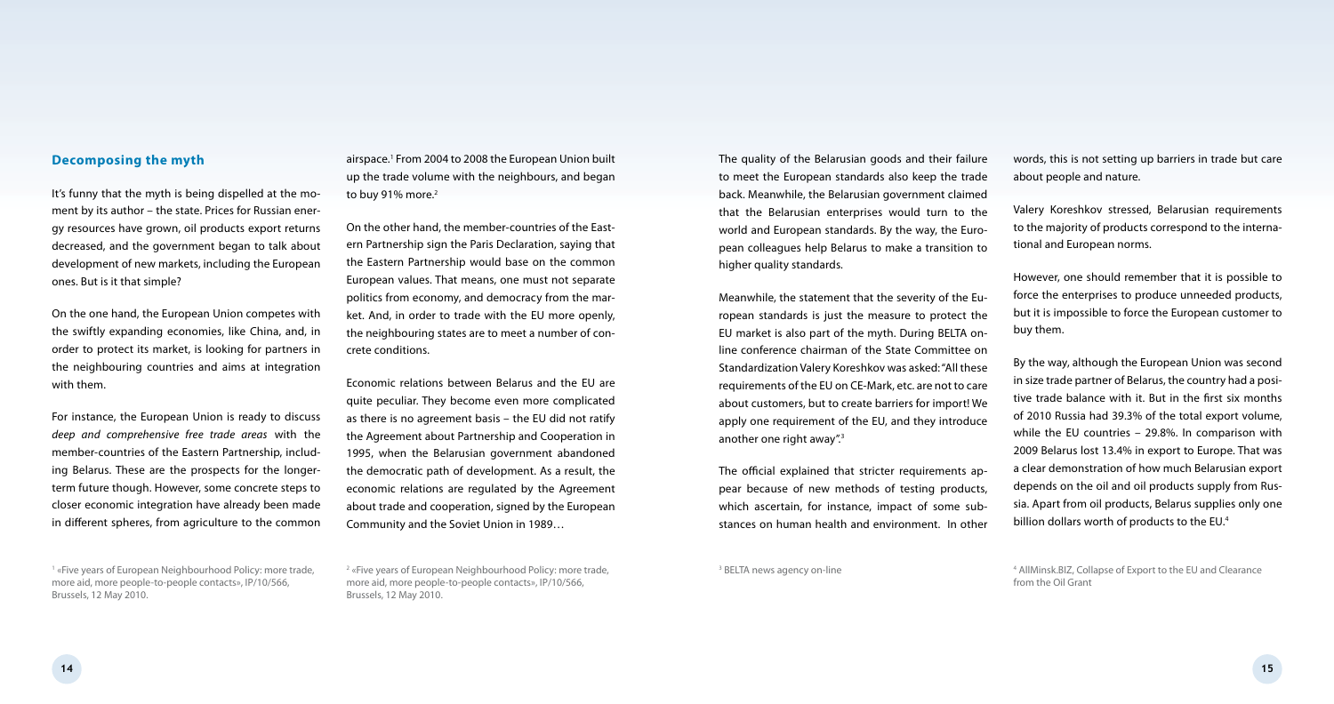## Decomposing the myth

It's funny that the myth is being dispelled at the moment by its author – the state. Prices for Russian energy resources have grown, oil products export returns decreased, and the government began to talk about development of new markets, including the European ones. But is it that simple?

On the one hand, the European Union competes with the swiftly expanding economies, like China, and, in order to protect its market, is looking for partners in the neighbouring countries and aims at integration with them.

For instance, the European Union is ready to discuss *deep and comprehensive free trade areas* with the member-countries of the Eastern Partnership, including Belarus. These are the prospects for the longer-term future though. However, some concrete steps to closer economic integration have already been made in different spheres, from agriculture to the common airspace.[1] From 2004 to 2008 the European Union built up the trade volume with the neighbours, and began to buy 91% more.[2]

On the other hand, the member-countries of the Eastern Partnership sign the Paris Declaration, saying that the Eastern Partnership would base on the common European values. That means, one must not separate politics from economy, and democracy from the market. And, in order to trade with the EU more openly, the neighbouring states are to meet a number of concrete conditions.

Economic relations between Belarus and the EU are quite peculiar. They become even more complicated as there is no agreement basis – the EU did not ratify the Agreement about Partnership and Cooperation in 1995, when the Belarusian government abandoned the democratic path of development. As a result, the economic relations are regulated by the Agreement about trade and cooperation, signed by the European Community and the Soviet Union in 1989…

The quality of the Belarusian goods and their failure to meet the European standards also keep the trade back. Meanwhile, the Belarusian government claimed that the Belarusian enterprises would turn to the world and European standards. By the way, the European colleagues help Belarus to make a transition to higher quality standards.

Meanwhile, the statement that the severity of the European standards is just the measure to protect the EU market is also part of the myth. During BELTA online conference chairman of the State Committee on Standardization Valery Koreshkov was asked: "All these requirements of the EU on CE-Mark, etc. are not to care about customers, but to create barriers for import! We apply one requirement of the EU, and they introduce another one right away".[3]

The official explained that stricter requirements appear because of new methods of testing products, which ascertain, for instance, impact of some substances on human health and environment. In other words, this is not setting up barriers in trade but care about people and nature.

Valery Koreshkov stressed, Belarusian requirements to the majority of products correspond to the international and European norms.

However, one should remember that it is possible to force the enterprises to produce unneeded products, but it is impossible to force the European customer to buy them.

By the way, although the European Union was second in size trade partner of Belarus, the country had a positive trade balance with it. But in the first six months of 2010 Russia had 39.3% of the total export volume, while the EU countries – 29.8%. In comparison with 2009 Belarus lost 13.4% in export to Europe. That was a clear demonstration of how much Belarusian export depends on the oil and oil products supply from Russia. Apart from oil products, Belarus supplies only one billion dollars worth of products to the EU.[4]

---

[1] «Five years of European Neighbourhood Policy: more trade, more aid, more people-to-people contacts», IP/10/566, Brussels, 12 May 2010.

[2] «Five years of European Neighbourhood Policy: more trade, more aid, more people-to-people contacts», IP/10/566, Brussels, 12 May 2010.

[3] BELTA news agency on-line

[4] AllMinsk.BIZ, Collapse of Export to the EU and Clearance from the Oil Grant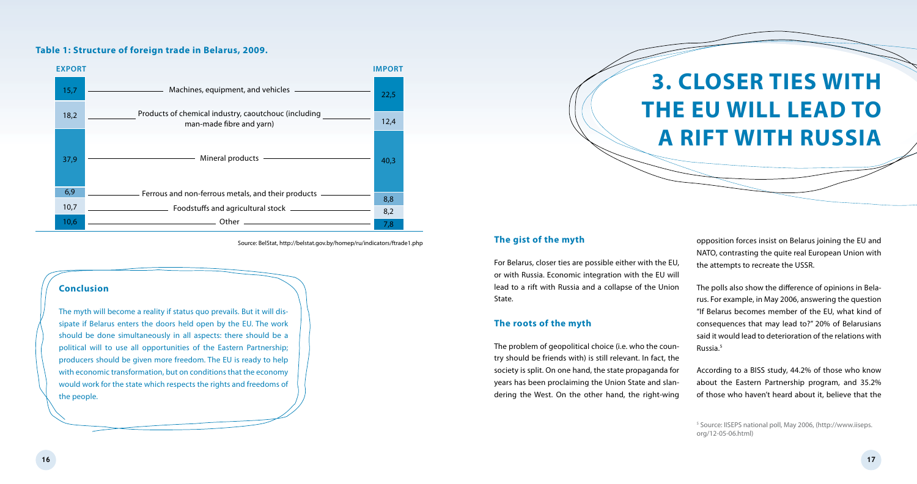**Table 1: Structure of foreign trade in Belarus, 2009.**

| EXPORT | | IMPORT |
| --- | --- | --- |
| 15,7 | Machines, equipment, and vehicles | 22,5 |
| 18,2 | Products of chemical industry, caoutchouc (including man-made fibre and yarn) | 12,4 |
| 37,9 | Mineral products | 40,3 |
| 6,9 | Ferrous and non-ferrous metals, and their products | 8,8 |
| 10,7 | Foodstuffs and agricultural stock | 8,2 |
| 10,6 | Other | 7,8 |

Source: BelStat, http://belstat.gov.by/homep/ru/indicators/ftrade1.php

### Conclusion

The myth will become a reality if status quo prevails. But it will dissipate if Belarus enters the doors held open by the EU. The work should be done simultaneously in all aspects: there should be a political will to use all opportunities of the Eastern Partnership; producers should be given more freedom. The EU is ready to help with economic transformation, but on conditions that the economy would work for the state which respects the rights and freedoms of the people.

# 3. CLOSER TIES WITH THE EU WILL LEAD TO A RIFT WITH RUSSIA

### The gist of the myth

For Belarus, closer ties are possible either with the EU, or with Russia. Economic integration with the EU will lead to a rift with Russia and a collapse of the Union State.

### The roots of the myth

The problem of geopolitical choice (i.e. who the country should be friends with) is still relevant. In fact, the society is split. On one hand, the state propaganda for years has been proclaiming the Union State and slandering the West. On the other hand, the right-wing opposition forces insist on Belarus joining the EU and NATO, contrasting the quite real European Union with the attempts to recreate the USSR.

The polls also show the difference of opinions in Belarus. For example, in May 2006, answering the question "If Belarus becomes member of the EU, what kind of consequences that may lead to?" 20% of Belarusians said it would lead to deterioration of the relations with Russia.[5]

According to a BISS study, 44.2% of those who know about the Eastern Partnership program, and 35.2% of those who haven't heard about it, believe that the

[5] Source: IISEPS national poll, May 2006, (http://www.iiseps.org/12-05-06.html)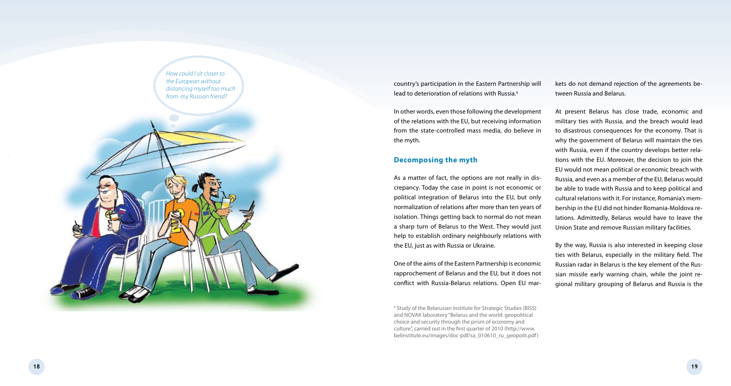country's participation in the Eastern Partnership will lead to deterioration of relations with Russia.[6]

In other words, even those following the development of the relations with the EU, but receiving information from the state-controlled mass media, do believe in the myth.

## Decomposing the myth

As a matter of fact, the options are not really in discrepancy. Today the case in point is not economic or political integration of Belarus into the EU, but only normalization of relations after more than ten years of isolation. Things getting back to normal do not mean a sharp turn of Belarus to the West. They would just help to establish ordinary neighbourly relations with the EU, just as with Russia or Ukraine.

One of the aims of the Eastern Partnership is economic rapprochement of Belarus and the EU, but it does not conflict with Russia-Belarus relations. Open EU markets do not demand rejection of the agreements between Russia and Belarus.

At present Belarus has close trade, economic and military ties with Russia, and the breach would lead to disastrous consequences for the economy. That is why the government of Belarus will maintain the ties with Russia, even if the country develops better relations with the EU. Moreover, the decision to join the EU would not mean political or economic breach with Russia, and even as a member of the EU, Belarus would be able to trade with Russia and to keep political and cultural relations with it. For instance, Romania's membership in the EU did not hinder Romania-Moldova relations. Admittedly, Belarus would have to leave the Union State and remove Russian military facilities.

By the way, Russia is also interested in keeping close ties with Belarus, especially in the military field. The Russian radar in Belarus is the key element of the Russian missile early warning chain, while the joint regional military grouping of Belarus and Russia is the

[6] Study of the Belarusian Institute for Strategic Studies (BISS) and NOVAK laboratory "Belarus and the world: geopolitical choice and security through the prism of economy and culture", carried out in the first quarter of 2010 (http://www.belinstitute.eu/images/doc-pdf/sa_010610_ru_geopolit.pdf)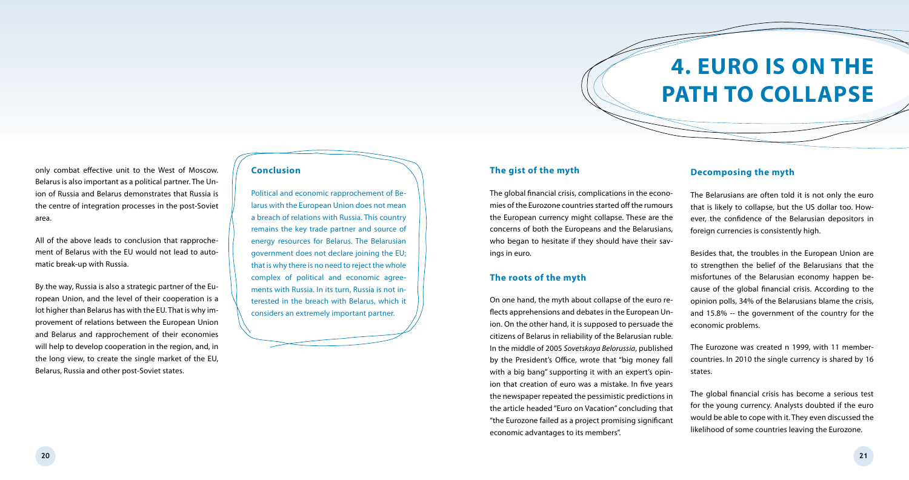only combat effective unit to the West of Moscow. Belarus is also important as a political partner. The Union of Russia and Belarus demonstrates that Russia is the centre of integration processes in the post-Soviet area.

All of the above leads to conclusion that rapprochement of Belarus with the EU would not lead to automatic break-up with Russia.

By the way, Russia is also a strategic partner of the European Union, and the level of their cooperation is a lot higher than Belarus has with the EU. That is why improvement of relations between the European Union and Belarus and rapprochement of their economies will help to develop cooperation in the region, and, in the long view, to create the single market of the EU, Belarus, Russia and other post-Soviet states.

### Conclusion

Political and economic rapprochement of Belarus with the European Union does not mean a breach of relations with Russia. This country remains the key trade partner and source of energy resources for Belarus. The Belarusian government does not declare joining the EU; that is why there is no need to reject the whole complex of political and economic agreements with Russia. In its turn, Russia is not interested in the breach with Belarus, which it considers an extremely important partner.

# 4. EURO IS ON THE PATH TO COLLAPSE

### The gist of the myth

The global financial crisis, complications in the economies of the Eurozone countries started off the rumours the European currency might collapse. These are the concerns of both the Europeans and the Belarusians, who began to hesitate if they should have their savings in euro.

### The roots of the myth

On one hand, the myth about collapse of the euro reflects apprehensions and debates in the European Union. On the other hand, it is supposed to persuade the citizens of Belarus in reliability of the Belarusian ruble. In the middle of 2005 *Sovetskaya Belorussia*, published by the President's Office, wrote that "big money fall with a big bang" supporting it with an expert's opinion that creation of euro was a mistake. In five years the newspaper repeated the pessimistic predictions in the article headed "Euro on Vacation" concluding that "the Eurozone failed as a project promising significant economic advantages to its members".

### Decomposing the myth

The Belarusians are often told it is not only the euro that is likely to collapse, but the US dollar too. However, the confidence of the Belarusian depositors in foreign currencies is consistently high.

Besides that, the troubles in the European Union are to strengthen the belief of the Belarusians that the misfortunes of the Belarusian economy happen because of the global financial crisis. According to the opinion polls, 34% of the Belarusians blame the crisis, and 15.8% -- the government of the country for the economic problems.

The Eurozone was created n 1999, with 11 member-countries. In 2010 the single currency is shared by 16 states.

The global financial crisis has become a serious test for the young currency. Analysts doubted if the euro would be able to cope with it. They even discussed the likelihood of some countries leaving the Eurozone.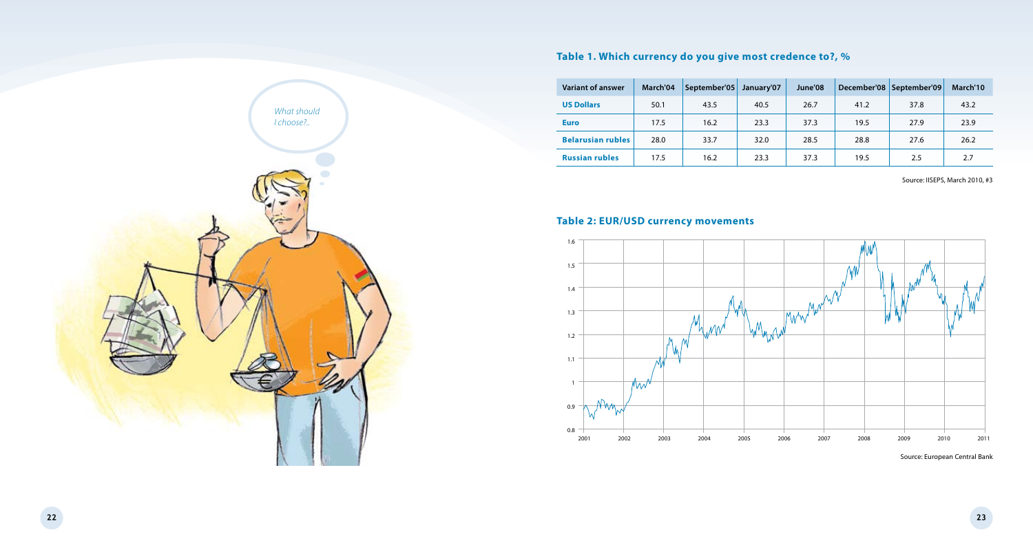## Table 1. Which currency do you give most credence to?, %

| Variant of answer | March'04 | September'05 | January'07 | June'08 | December'08 | September'09 | March'10 |
|---|---|---|---|---|---|---|---|
| **US Dollars** | 50.1 | 43.5 | 40.5 | 26.7 | 41.2 | 37.8 | 43.2 |
| **Euro** | 17.5 | 16.2 | 23.3 | 37.3 | 19.5 | 27.9 | 23.9 |
| **Belarusian rubles** | 28.0 | 33.7 | 32.0 | 28.5 | 28.8 | 27.6 | 26.2 |
| **Russian rubles** | 17.5 | 16.2 | 23.3 | 37.3 | 19.5 | 2.5 | 2.7 |

Source: IISEPS, March 2010, #3

## Table 2: EUR/USD currency movements

Source: European Central Bank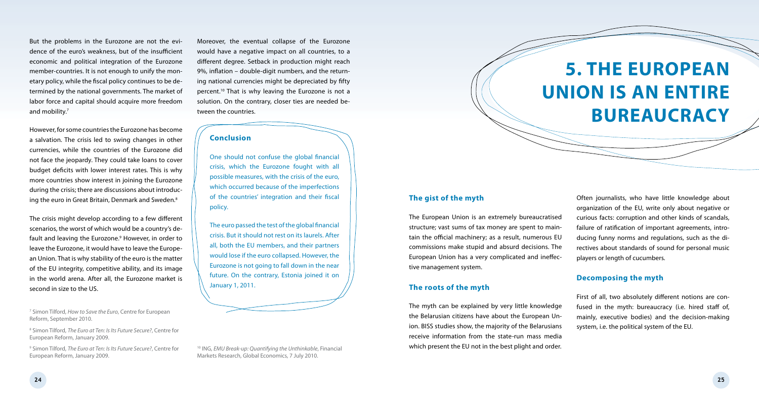But the problems in the Eurozone are not the evidence of the euro's weakness, but of the insufficient economic and political integration of the Eurozone member-countries. It is not enough to unify the monetary policy, while the fiscal policy continues to be determined by the national governments. The market of labor force and capital should acquire more freedom and mobility.[7]

However, for some countries the Eurozone has become a salvation. The crisis led to swing changes in other currencies, while the countries of the Eurozone did not face the jeopardy. They could take loans to cover budget deficits with lower interest rates. This is why more countries show interest in joining the Eurozone during the crisis; there are discussions about introducing the euro in Great Britain, Denmark and Sweden.[8]

The crisis might develop according to a few different scenarios, the worst of which would be a country's default and leaving the Eurozone.[9] However, in order to leave the Eurozone, it would have to leave the European Union. That is why stability of the euro is the matter of the EU integrity, competitive ability, and its image in the world arena. After all, the Eurozone market is second in size to the US.

[7] Simon Tilford, *How to Save the Euro*, Centre for European Reform, September 2010.

[8] Simon Tilford, *The Euro at Ten: Is Its Future Secure?*, Centre for European Reform, January 2009.

[9] Simon Tilford, *The Euro at Ten: Is Its Future Secure?*, Centre for European Reform, January 2009.

Moreover, the eventual collapse of the Eurozone would have a negative impact on all countries, to a different degree. Setback in production might reach 9%, inflation – double-digit numbers, and the returning national currencies might be depreciated by fifty percent.[10] That is why leaving the Eurozone is not a solution. On the contrary, closer ties are needed between the countries.

### Conclusion

One should not confuse the global financial crisis, which the Eurozone fought with all possible measures, with the crisis of the euro, which occurred because of the imperfections of the countries' integration and their fiscal policy.

The euro passed the test of the global financial crisis. But it should not rest on its laurels. After all, both the EU members, and their partners would lose if the euro collapsed. However, the Eurozone is not going to fall down in the near future. On the contrary, Estonia joined it on January 1, 2011.

[10] ING, *EMU Break-up: Quantifying the Unthinkable*, Financial Markets Research, Global Economics, 7 July 2010.

# 5. THE EUROPEAN UNION IS AN ENTIRE BUREAUCRACY

### The gist of the myth

The European Union is an extremely bureaucratised structure; vast sums of tax money are spent to maintain the official machinery; as a result, numerous EU commissions make stupid and absurd decisions. The European Union has a very complicated and ineffective management system.

### The roots of the myth

The myth can be explained by very little knowledge the Belarusian citizens have about the European Union. BISS studies show, the majority of the Belarusians receive information from the state-run mass media which present the EU not in the best plight and order.

Often journalists, who have little knowledge about organization of the EU, write only about negative or curious facts: corruption and other kinds of scandals, failure of ratification of important agreements, introducing funny norms and regulations, such as the directives about standards of sound for personal music players or length of cucumbers.

### Decomposing the myth

First of all, two absolutely different notions are confused in the myth: bureaucracy (i.e. hired staff of, mainly, executive bodies) and the decision-making system, i.e. the political system of the EU.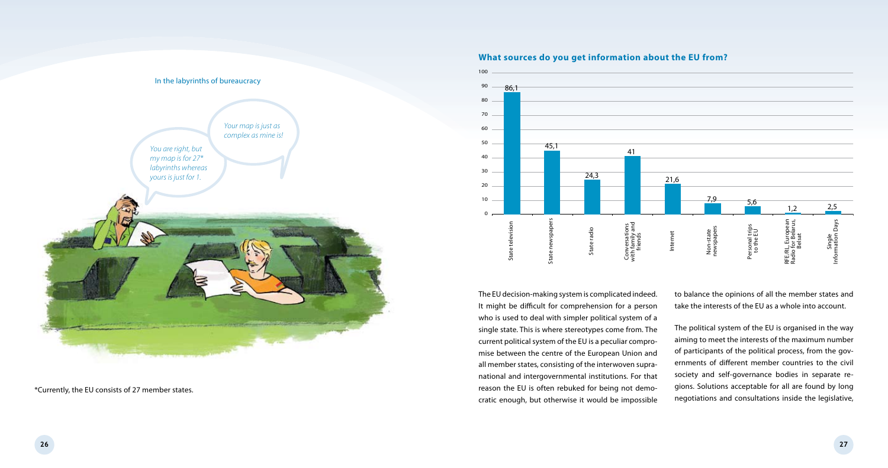In the labyrinths of bureaucracy

*Your map is just as complex as mine is!*

*You are right, but my map is for 27* labyrinths whereas yours is just for 1.*

*Currently, the EU consists of 27 member states.

## What sources do you get information about the EU from?

| Source | % |
|---|---|
| State television | 86,1 |
| State newspapers | 45,1 |
| State radio | 24,3 |
| Conversations with family and friends | 41 |
| Internet | 21,6 |
| Non-state newspapers | 7,9 |
| Personal trips to the EU | 5,6 |
| RFE/RL, European Radio for Belarus, Belsat | 1,2 |
| Single Information Days | 2,5 |

The EU decision-making system is complicated indeed. It might be difficult for comprehension for a person who is used to deal with simpler political system of a single state. This is where stereotypes come from. The current political system of the EU is a peculiar compromise between the centre of the European Union and all member states, consisting of the interwoven supranational and intergovernmental institutions. For that reason the EU is often rebuked for being not democratic enough, but otherwise it would be impossible to balance the opinions of all the member states and take the interests of the EU as a whole into account.

The political system of the EU is organised in the way aiming to meet the interests of the maximum number of participants of the political process, from the governments of different member countries to the civil society and self-governance bodies in separate regions. Solutions acceptable for all are found by long negotiations and consultations inside the legislative,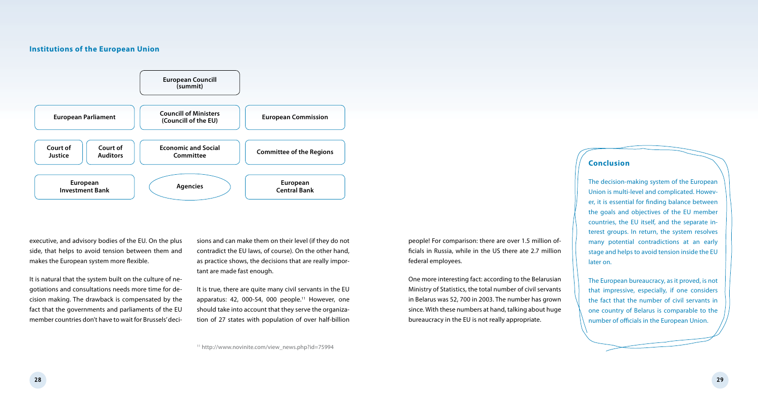### Institutions of the European Union

European Councill (summit)

| | | |
|---|---|---|
| European Parliament | Councill of Ministers (Councill of the EU) | European Commission |
| Court of Justice / Court of Auditors | Economic and Social Committee | Committee of the Regions |
| European Investment Bank | Agencies | European Central Bank |

executive, and advisory bodies of the EU. On the plus side, that helps to avoid tension between them and makes the European system more flexible.

It is natural that the system built on the culture of negotiations and consultations needs more time for decision making. The drawback is compensated by the fact that the governments and parliaments of the EU member countries don't have to wait for Brussels' decisions and can make them on their level (if they do not contradict the EU laws, of course). On the other hand, as practice shows, the decisions that are really important are made fast enough.

It is true, there are quite many civil servants in the EU apparatus: 42, 000-54, 000 people.[11] However, one should take into account that they serve the organization of 27 states with population of over half-billion people! For comparison: there are over 1.5 million officials in Russia, while in the US there ate 2.7 million federal employees.

One more interesting fact: according to the Belarusian Ministry of Statistics, the total number of civil servants in Belarus was 52, 700 in 2003. The number has grown since. With these numbers at hand, talking about huge bureaucracy in the EU is not really appropriate.

[11] http://www.novinite.com/view_news.php?id=75994

## Conclusion

The decision-making system of the European Union is multi-level and complicated. However, it is essential for finding balance between the goals and objectives of the EU member countries, the EU itself, and the separate interest groups. In return, the system resolves many potential contradictions at an early stage and helps to avoid tension inside the EU later on.

The European bureaucracy, as it proved, is not that impressive, especially, if one considers the fact that the number of civil servants in one country of Belarus is comparable to the number of officials in the European Union.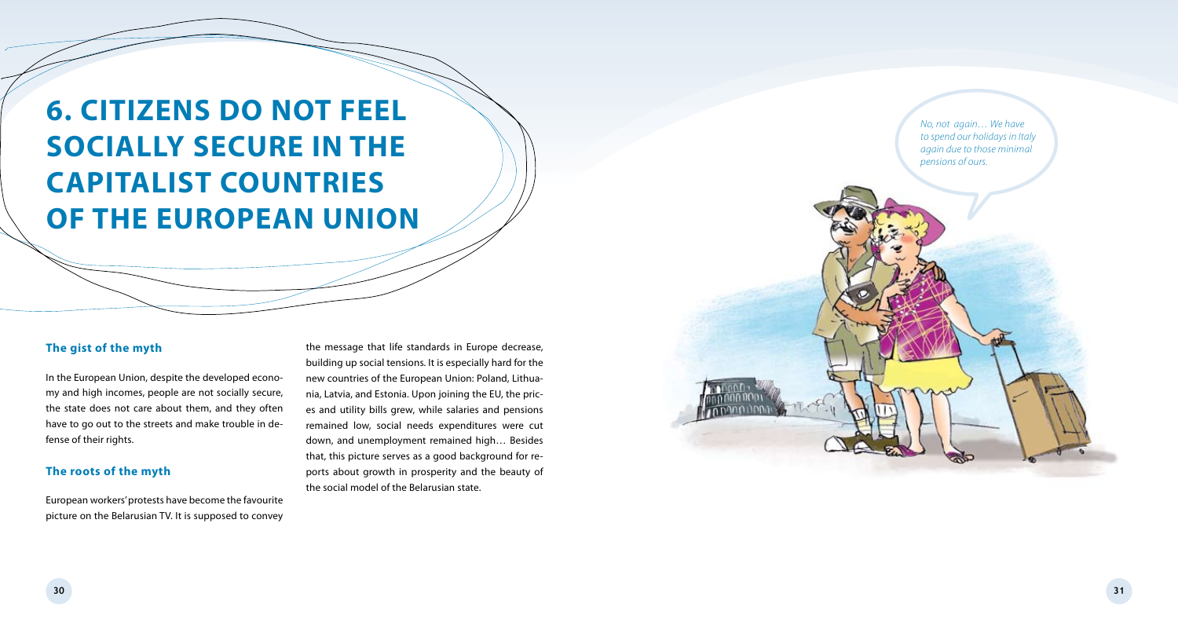# 6. CITIZENS DO NOT FEEL SOCIALLY SECURE IN THE CAPITALIST COUNTRIES OF THE EUROPEAN UNION

### The gist of the myth

In the European Union, despite the developed economy and high incomes, people are not socially secure, the state does not care about them, and they often have to go out to the streets and make trouble in defense of their rights.

### The roots of the myth

European workers' protests have become the favourite picture on the Belarusian TV. It is supposed to convey the message that life standards in Europe decrease, building up social tensions. It is especially hard for the new countries of the European Union: Poland, Lithuania, Latvia, and Estonia. Upon joining the EU, the prices and utility bills grew, while salaries and pensions remained low, social needs expenditures were cut down, and unemployment remained high… Besides that, this picture serves as a good background for reports about growth in prosperity and the beauty of the social model of the Belarusian state.

*No, not again… We have to spend our holidays in Italy again due to those minimal pensions of ours.*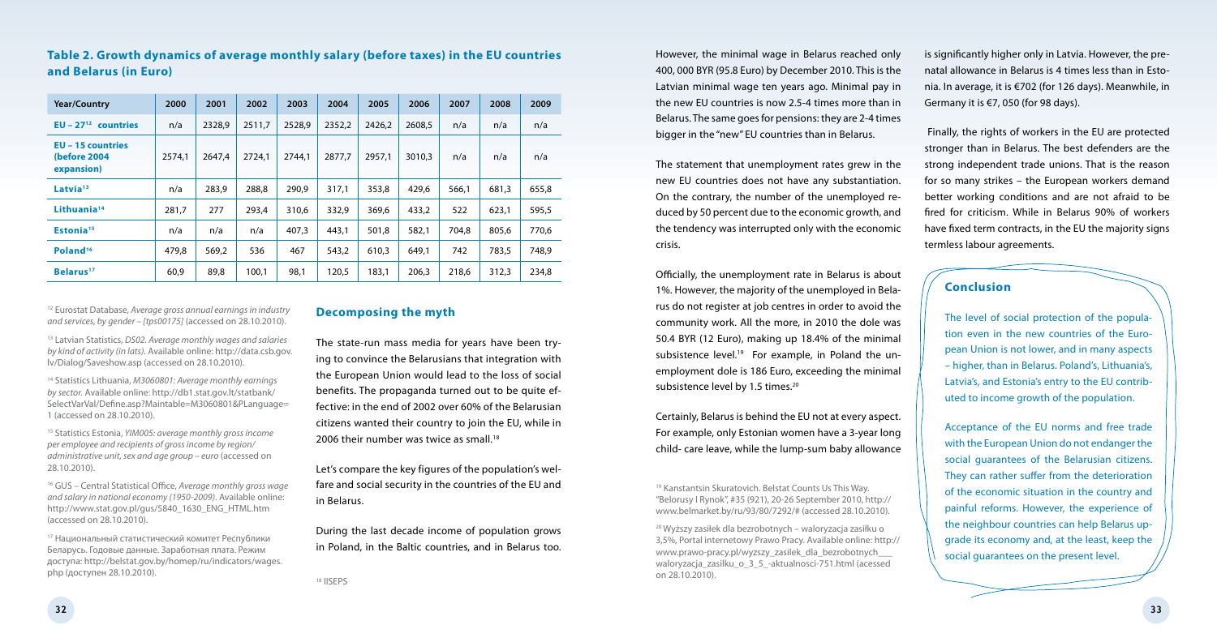### Table 2. Growth dynamics of average monthly salary (before taxes) in the EU countries and Belarus (in Euro)

| Year/Country | 2000 | 2001 | 2002 | 2003 | 2004 | 2005 | 2006 | 2007 | 2008 | 2009 |
|---|---|---|---|---|---|---|---|---|---|---|
| **EU – 27[12] countries** | n/a | 2328,9 | 2511,7 | 2528,9 | 2352,2 | 2426,2 | 2608,5 | n/a | n/a | n/a |
| **EU – 15 countries (before 2004 expansion)** | 2574,1 | 2647,4 | 2724,1 | 2744,1 | 2877,7 | 2957,1 | 3010,3 | n/a | n/a | n/a |
| **Latvia[13]** | n/a | 283,9 | 288,8 | 290,9 | 317,1 | 353,8 | 429,6 | 566,1 | 681,3 | 655,8 |
| **Lithuania[14]** | 281,7 | 277 | 293,4 | 310,6 | 332,9 | 369,6 | 433,2 | 522 | 623,1 | 595,5 |
| **Estonia[15]** | n/a | n/a | n/a | 407,3 | 443,1 | 501,8 | 582,1 | 704,8 | 805,6 | 770,6 |
| **Poland[16]** | 479,8 | 569,2 | 536 | 467 | 543,2 | 610,3 | 649,1 | 742 | 783,5 | 748,9 |
| **Belarus[17]** | 60,9 | 89,8 | 100,1 | 98,1 | 120,5 | 183,1 | 206,3 | 218,6 | 312,3 | 234,8 |

[12] Eurostat Database, *Average gross annual earnings in industry and services, by gender – [tps00175]* (accessed on 28.10.2010).

[13] Latvian Statistics, *DS02. Average monthly wages and salaries by kind of activity (in lats)*. Available online: http://data.csb.gov.lv/Dialog/Saveshow.asp (accessed on 28.10.2010).

[14] Statistics Lithuania, *M3060801: Average monthly earnings by sector.* Available online: http://db1.stat.gov.lt/statbank/SelectVarVal/Define.asp?Maintable=M3060801&PLanguage=1 (accessed on 28.10.2010).

[15] Statistics Estonia, *YIM005: average monthly gross income per employee and recipients of gross income by region/administrative unit, sex and age group – euro* (accessed on 28.10.2010).

[16] GUS – Central Statistical Office, *Average monthly gross wage and salary in national economy (1950-2009)*. Available online: http://www.stat.gov.pl/gus/5840_1630_ENG_HTML.htm (accessed on 28.10.2010).

[17] Национальный статистический комитет Республики Беларусь. Годовые данные. Заработная плата. Режим доступа: http://belstat.gov.by/homep/ru/indicators/wages.php (доступен 28.10.2010).

## Decomposing the myth

The state-run mass media for years have been trying to convince the Belarusians that integration with the European Union would lead to the loss of social benefits. The propaganda turned out to be quite effective: in the end of 2002 over 60% of the Belarusian citizens wanted their country to join the EU, while in 2006 their number was twice as small.[18]

Let's compare the key figures of the population's welfare and social security in the countries of the EU and in Belarus.

During the last decade income of population grows in Poland, in the Baltic countries, and in Belarus too. However, the minimal wage in Belarus reached only 400, 000 BYR (95.8 Euro) by December 2010. This is the Latvian minimal wage ten years ago. Minimal pay in the new EU countries is now 2.5-4 times more than in Belarus. The same goes for pensions: they are 2-4 times bigger in the "new" EU countries than in Belarus.

The statement that unemployment rates grew in the new EU countries does not have any substantiation. On the contrary, the number of the unemployed reduced by 50 percent due to the economic growth, and the tendency was interrupted only with the economic crisis.

Officially, the unemployment rate in Belarus is about 1%. However, the majority of the unemployed in Belarus do not register at job centres in order to avoid the community work. All the more, in 2010 the dole was 50.4 BYR (12 Euro), making up 18.4% of the minimal subsistence level.[19] For example, in Poland the unemployment dole is 186 Euro, exceeding the minimal subsistence level by 1.5 times.[20]

Certainly, Belarus is behind the EU not at every aspect. For example, only Estonian women have a 3-year long child- care leave, while the lump-sum baby allowance is significantly higher only in Latvia. However, the prenatal allowance in Belarus is 4 times less than in Estonia. In average, it is €702 (for 126 days). Meanwhile, in Germany it is €7, 050 (for 98 days).

Finally, the rights of workers in the EU are protected stronger than in Belarus. The best defenders are the strong independent trade unions. That is the reason for so many strikes – the European workers demand better working conditions and are not afraid to be fired for criticism. While in Belarus 90% of workers have fixed term contracts, in the EU the majority signs termless labour agreements.

[18] IISEPS

[19] Kanstantsin Skuratovich. Belstat Counts Us This Way. "Belorusy I Rynok", #35 (921), 20-26 September 2010, http://www.belmarket.by/ru/93/80/7292/# (accessed 28.10.2010).

[20] Wyższy zasiłek dla bezrobotnych – waloryzacja zasiłku o 3,5%, Portal internetowy Prawo Pracy. Available online: http://www.prawo-pracy.pl/wyzszy_zasilek_dla_bezrobotnych___waloryzacja_zasilku_o_3_5_-aktualnosci-751.html (acessed on 28.10.2010).

## Conclusion

The level of social protection of the population even in the new countries of the European Union is not lower, and in many aspects – higher, than in Belarus. Poland's, Lithuania's, Latvia's, and Estonia's entry to the EU contributed to income growth of the population.

Acceptance of the EU norms and free trade with the European Union do not endanger the social guarantees of the Belarusian citizens. They can rather suffer from the deterioration of the economic situation in the country and painful reforms. However, the experience of the neighbour countries can help Belarus upgrade its economy and, at the least, keep the social guarantees on the present level.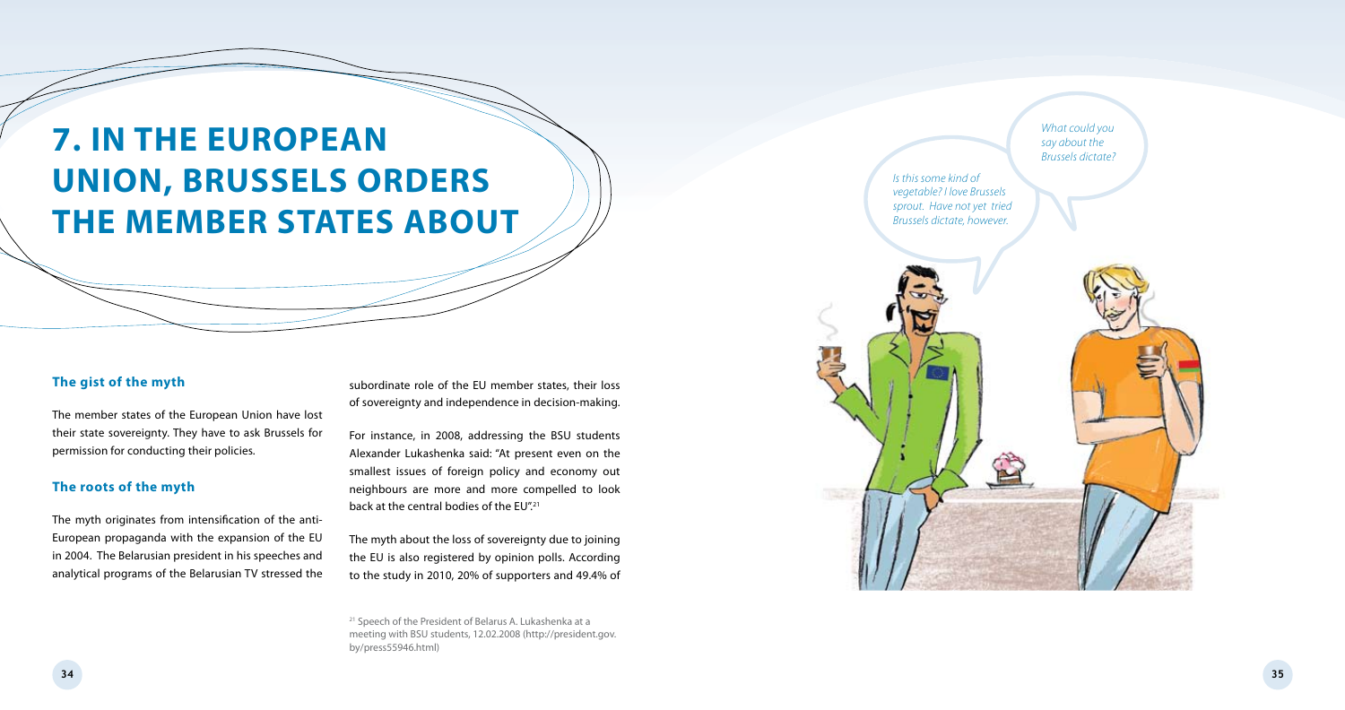# 7. IN THE EUROPEAN UNION, BRUSSELS ORDERS THE MEMBER STATES ABOUT

*What could you say about the Brussels dictate?*

*Is this some kind of vegetable? I love Brussels sprout. Have not yet tried Brussels dictate, however.*

### The gist of the myth

The member states of the European Union have lost their state sovereignty. They have to ask Brussels for permission for conducting their policies.

### The roots of the myth

The myth originates from intensification of the anti-European propaganda with the expansion of the EU in 2004. The Belarusian president in his speeches and analytical programs of the Belarusian TV stressed the subordinate role of the EU member states, their loss of sovereignty and independence in decision-making.

For instance, in 2008, addressing the BSU students Alexander Lukashenka said: "At present even on the smallest issues of foreign policy and economy out neighbours are more and more compelled to look back at the central bodies of the EU".[21]

The myth about the loss of sovereignty due to joining the EU is also registered by opinion polls. According to the study in 2010, 20% of supporters and 49.4% of

[21] Speech of the President of Belarus A. Lukashenka at a meeting with BSU students, 12.02.2008 (http://president.gov.by/press55946.html)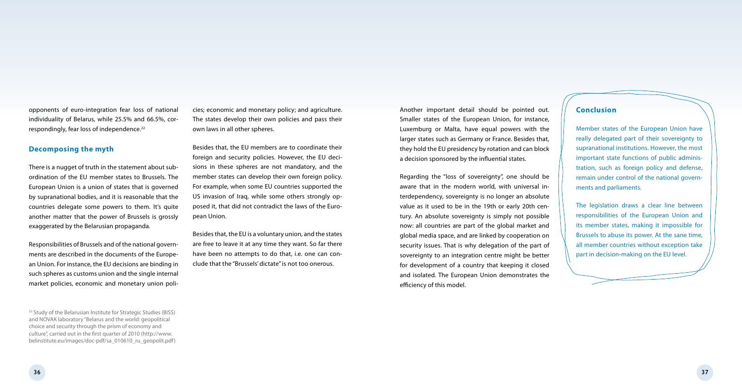opponents of euro-integration fear loss of national individuality of Belarus, while 25.5% and 66.5%, correspondingly, fear loss of independence.[22]

## Decomposing the myth

There is a nugget of truth in the statement about subordination of the EU member states to Brussels. The European Union is a union of states that is governed by supranational bodies, and it is reasonable that the countries delegate some powers to them. It's quite another matter that the power of Brussels is grossly exaggerated by the Belarusian propaganda.

Responsibilities of Brussels and of the national governments are described in the documents of the European Union. For instance, the EU decisions are binding in such spheres as customs union and the single internal market policies, economic and monetary union policies; economic and monetary policy; and agriculture. The states develop their own policies and pass their own laws in all other spheres.

Besides that, the EU members are to coordinate their foreign and security policies. However, the EU decisions in these spheres are not mandatory, and the member states can develop their own foreign policy. For example, when some EU countries supported the US invasion of Iraq, while some others strongly opposed it, that did not contradict the laws of the European Union.

Besides that, the EU is a voluntary union, and the states are free to leave it at any time they want. So far there have been no attempts to do that, i.e. one can conclude that the "Brussels' dictate" is not too onerous.

Another important detail should be pointed out. Smaller states of the European Union, for instance, Luxemburg or Malta, have equal powers with the larger states such as Germany or France. Besides that, they hold the EU presidency by rotation and can block a decision sponsored by the influential states.

Regarding the "loss of sovereignty", one should be aware that in the modern world, with universal interdependency, sovereignty is no longer an absolute value as it used to be in the 19th or early 20th century. An absolute sovereignty is simply not possible now: all countries are part of the global market and global media space, and are linked by cooperation on security issues. That is why delegation of the part of sovereignty to an integration centre might be better for development of a country that keeping it closed and isolated. The European Union demonstrates the efficiency of this model.

## Conclusion

Member states of the European Union have really delegated part of their sovereignty to supranational institutions. However, the most important state functions of public administration, such as foreign policy and defense, remain under control of the national governments and parliaments.

The legislation draws a clear line between responsibilities of the European Union and its member states, making it impossible for Brussels to abuse its power. At the sane time, all member countries without exception take part in decision-making on the EU level.

[22] Study of the Belarusian Institute for Strategic Studies (BISS) and NOVAK laboratory "Belarus and the world: geopolitical choice and security through the prism of economy and culture", carried out in the first quarter of 2010 (http://www.belinstitute.eu/images/doc-pdf/sa_010610_ru_geopolit.pdf)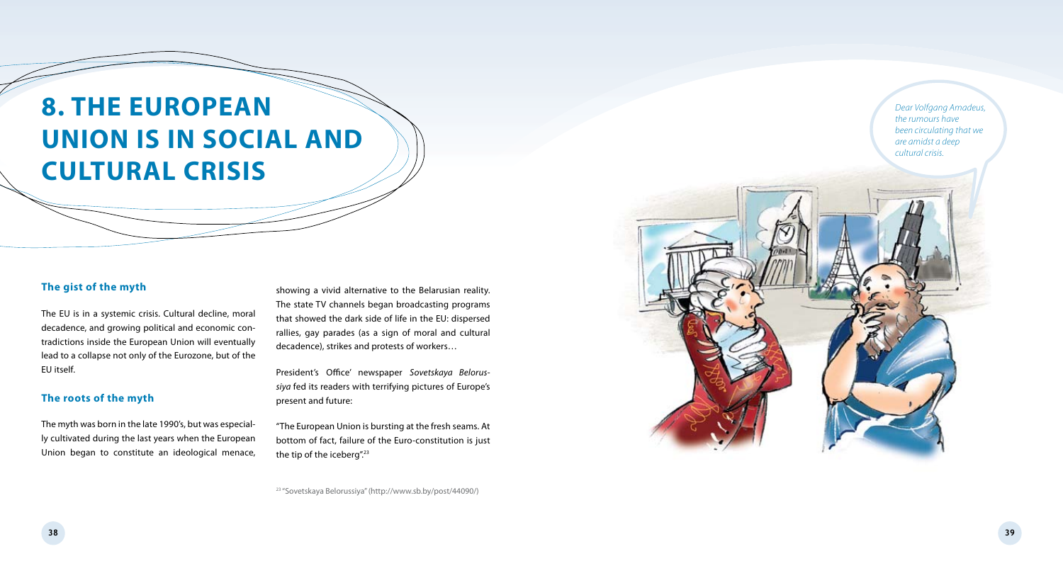# 8. THE EUROPEAN UNION IS IN SOCIAL AND CULTURAL CRISIS

### The gist of the myth

The EU is in a systemic crisis. Cultural decline, moral decadence, and growing political and economic contradictions inside the European Union will eventually lead to a collapse not only of the Eurozone, but of the EU itself.

### The roots of the myth

The myth was born in the late 1990's, but was especially cultivated during the last years when the European Union began to constitute an ideological menace, showing a vivid alternative to the Belarusian reality. The state TV channels began broadcasting programs that showed the dark side of life in the EU: dispersed rallies, gay parades (as a sign of moral and cultural decadence), strikes and protests of workers…

President's Office' newspaper *Sovetskaya Belorussiya* fed its readers with terrifying pictures of Europe's present and future:

"The European Union is bursting at the fresh seams. At bottom of fact, failure of the Euro-constitution is just the tip of the iceberg".[23]

[23] "Sovetskaya Belorussiya" (http://www.sb.by/post/44090/)

*Dear Volfgang Amadeus, the rumours have been circulating that we are amidst a deep cultural crisis.*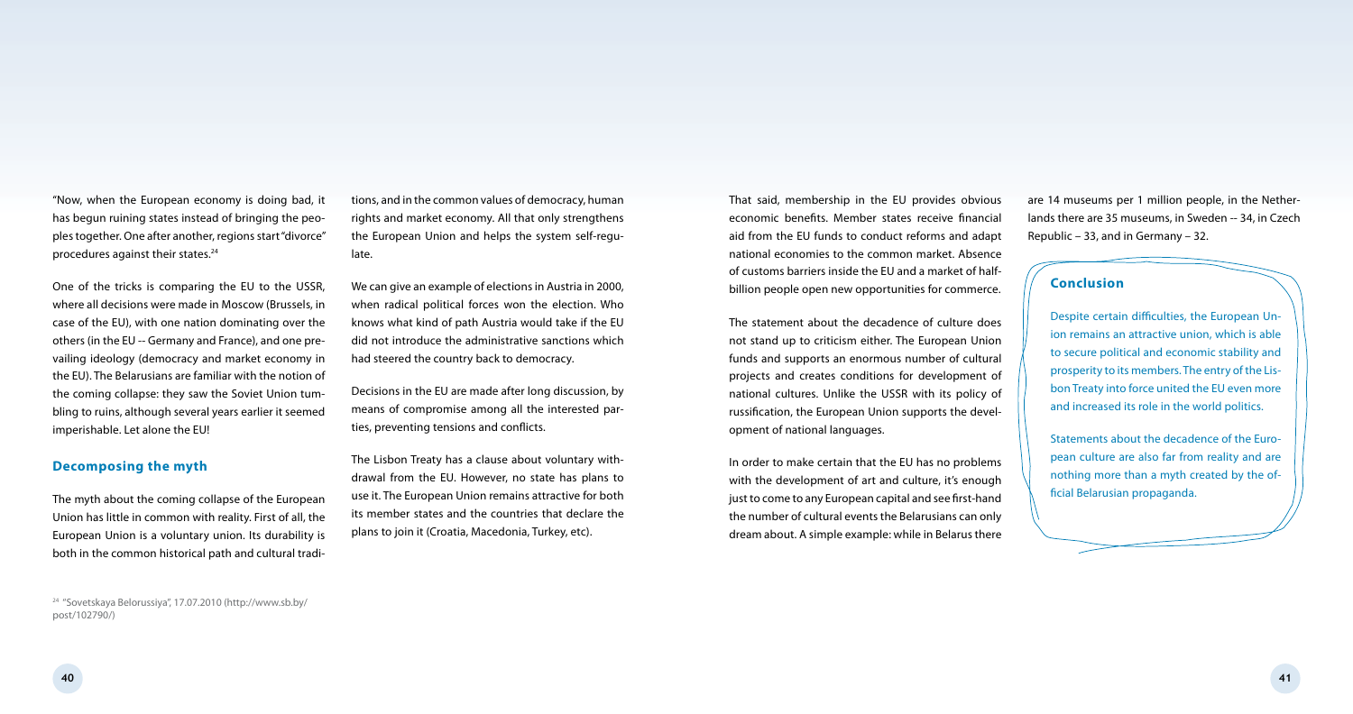"Now, when the European economy is doing bad, it has begun ruining states instead of bringing the peoples together. One after another, regions start "divorce" procedures against their states.[24]

One of the tricks is comparing the EU to the USSR, where all decisions were made in Moscow (Brussels, in case of the EU), with one nation dominating over the others (in the EU -- Germany and France), and one prevailing ideology (democracy and market economy in the EU). The Belarusians are familiar with the notion of the coming collapse: they saw the Soviet Union tumbling to ruins, although several years earlier it seemed imperishable. Let alone the EU!

### Decomposing the myth

The myth about the coming collapse of the European Union has little in common with reality. First of all, the European Union is a voluntary union. Its durability is both in the common historical path and cultural traditions, and in the common values of democracy, human rights and market economy. All that only strengthens the European Union and helps the system self-regulate.

We can give an example of elections in Austria in 2000, when radical political forces won the election. Who knows what kind of path Austria would take if the EU did not introduce the administrative sanctions which had steered the country back to democracy.

Decisions in the EU are made after long discussion, by means of compromise among all the interested parties, preventing tensions and conflicts.

The Lisbon Treaty has a clause about voluntary withdrawal from the EU. However, no state has plans to use it. The European Union remains attractive for both its member states and the countries that declare the plans to join it (Croatia, Macedonia, Turkey, etc).

That said, membership in the EU provides obvious economic benefits. Member states receive financial aid from the EU funds to conduct reforms and adapt national economies to the common market. Absence of customs barriers inside the EU and a market of half-billion people open new opportunities for commerce.

The statement about the decadence of culture does not stand up to criticism either. The European Union funds and supports an enormous number of cultural projects and creates conditions for development of national cultures. Unlike the USSR with its policy of russification, the European Union supports the development of national languages.

In order to make certain that the EU has no problems with the development of art and culture, it's enough just to come to any European capital and see first-hand the number of cultural events the Belarusians can only dream about. A simple example: while in Belarus there are 14 museums per 1 million people, in the Netherlands there are 35 museums, in Sweden -- 34, in Czech Republic – 33, and in Germany – 32.

### Conclusion

Despite certain difficulties, the European Union remains an attractive union, which is able to secure political and economic stability and prosperity to its members. The entry of the Lisbon Treaty into force united the EU even more and increased its role in the world politics.

Statements about the decadence of the European culture are also far from reality and are nothing more than a myth created by the official Belarusian propaganda.

[24] "Sovetskaya Belorussiya", 17.07.2010 (http://www.sb.by/post/102790/)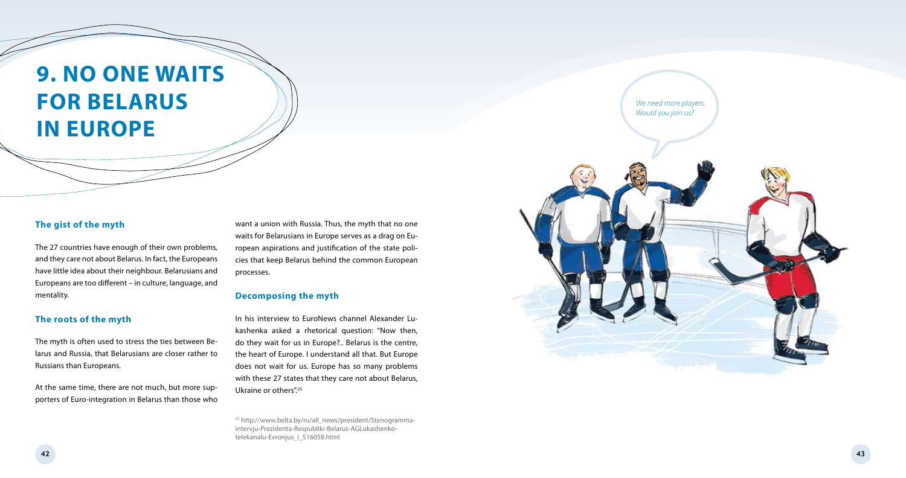# 9. NO ONE WAITS FOR BELARUS IN EUROPE

### The gist of the myth

The 27 countries have enough of their own problems, and they care not about Belarus. In fact, the Europeans have little idea about their neighbour. Belarusians and Europeans are too different – in culture, language, and mentality.

### The roots of the myth

The myth is often used to stress the ties between Belarus and Russia, that Belarusians are closer rather to Russians than Europeans.

At the same time, there are not much, but more supporters of Euro-integration in Belarus than those who want a union with Russia. Thus, the myth that no one waits for Belarusians in Europe serves as a drag on European aspirations and justification of the state policies that keep Belarus behind the common European processes.

### Decomposing the myth

In his interview to EuroNews channel Alexander Lukashenka asked a rhetorical question: "Now then, do they wait for us in Europe?.. Belarus is the centre, the heart of Europe. I understand all that. But Europe does not wait for us. Europe has so many problems with these 27 states that they care not about Belarus, Ukraine or others".[25]

[25] http://www.belta.by/ru/all_news/president/Stenogramma-intervju-Prezidenta-Respubliki-Belarus-AGLukashenko-telekanalu-Evronjus_i_516058.html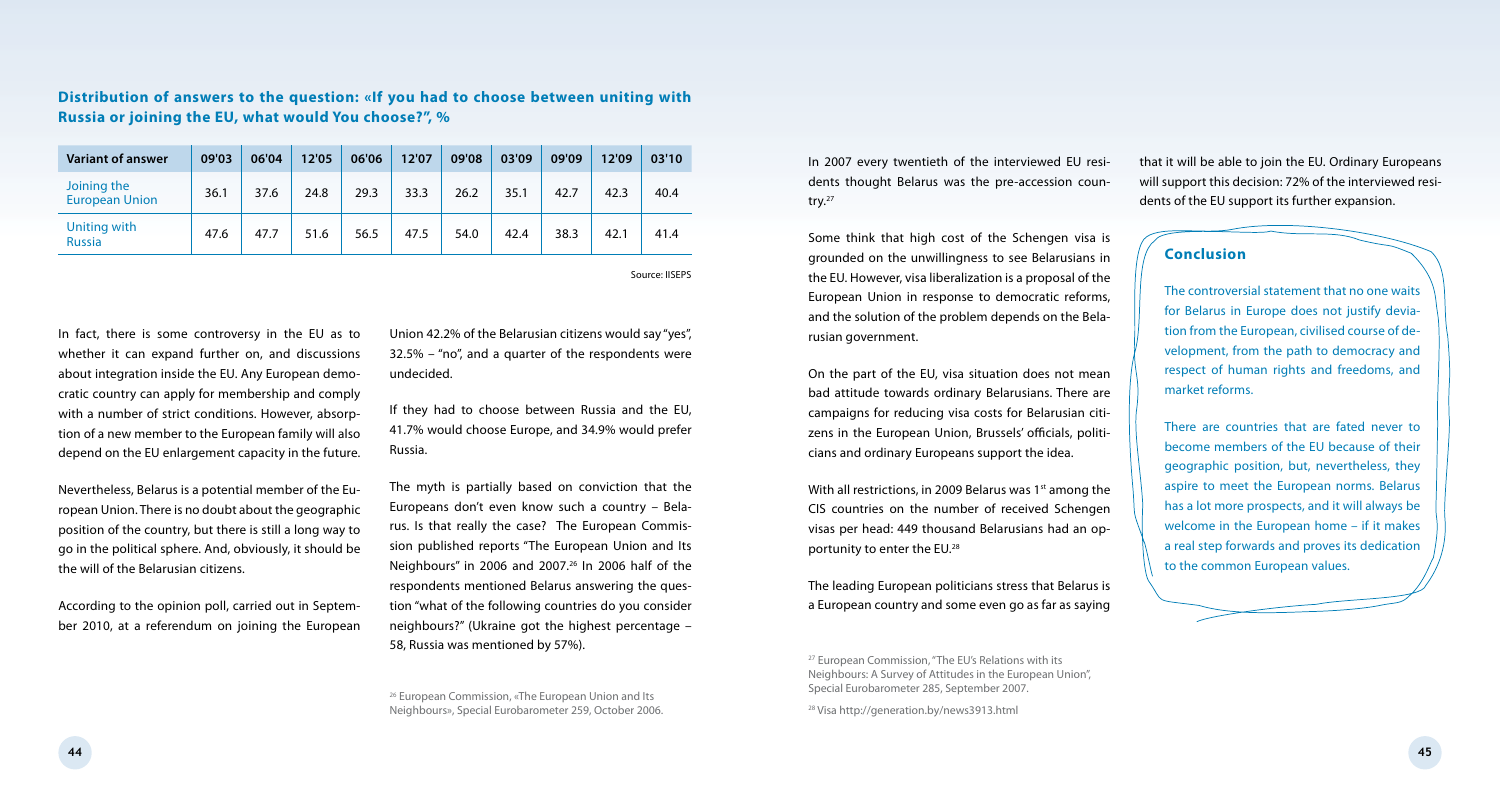### Distribution of answers to the question: «If you had to choose between uniting with Russia or joining the EU, what would You choose?", %

| Variant of answer | 09'03 | 06'04 | 12'05 | 06'06 | 12'07 | 09'08 | 03'09 | 09'09 | 12'09 | 03'10 |
|---|---|---|---|---|---|---|---|---|---|---|
| Joining the European Union | 36.1 | 37.6 | 24.8 | 29.3 | 33.3 | 26.2 | 35.1 | 42.7 | 42.3 | 40.4 |
| Uniting with Russia | 47.6 | 47.7 | 51.6 | 56.5 | 47.5 | 54.0 | 42.4 | 38.3 | 42.1 | 41.4 |

Source: IISEPS

In fact, there is some controversy in the EU as to whether it can expand further on, and discussions about integration inside the EU. Any European democratic country can apply for membership and comply with a number of strict conditions. However, absorption of a new member to the European family will also depend on the EU enlargement capacity in the future.

Nevertheless, Belarus is a potential member of the European Union. There is no doubt about the geographic position of the country, but there is still a long way to go in the political sphere. And, obviously, it should be the will of the Belarusian citizens.

According to the opinion poll, carried out in September 2010, at a referendum on joining the European Union 42.2% of the Belarusian citizens would say "yes", 32.5% – "no", and a quarter of the respondents were undecided.

If they had to choose between Russia and the EU, 41.7% would choose Europe, and 34.9% would prefer Russia.

The myth is partially based on conviction that the Europeans don't even know such a country – Belarus. Is that really the case? The European Commission published reports "The European Union and Its Neighbours" in 2006 and 2007.[26] In 2006 half of the respondents mentioned Belarus answering the question "what of the following countries do you consider neighbours?" (Ukraine got the highest percentage – 58, Russia was mentioned by 57%).

In 2007 every twentieth of the interviewed EU residents thought Belarus was the pre-accession country.[27]

Some think that high cost of the Schengen visa is grounded on the unwillingness to see Belarusians in the EU. However, visa liberalization is a proposal of the European Union in response to democratic reforms, and the solution of the problem depends on the Belarusian government.

On the part of the EU, visa situation does not mean bad attitude towards ordinary Belarusians. There are campaigns for reducing visa costs for Belarusian citizens in the European Union, Brussels' officials, politicians and ordinary Europeans support the idea.

With all restrictions, in 2009 Belarus was 1st among the CIS countries on the number of received Schengen visas per head: 449 thousand Belarusians had an opportunity to enter the EU.[28]

The leading European politicians stress that Belarus is a European country and some even go as far as saying that it will be able to join the EU. Ordinary Europeans will support this decision: 72% of the interviewed residents of the EU support its further expansion.

## Conclusion

The controversial statement that no one waits for Belarus in Europe does not justify deviation from the European, civilised course of development, from the path to democracy and respect of human rights and freedoms, and market reforms.

There are countries that are fated never to become members of the EU because of their geographic position, but, nevertheless, they aspire to meet the European norms. Belarus has a lot more prospects, and it will always be welcome in the European home – if it makes a real step forwards and proves its dedication to the common European values.

[26] European Commission, «The European Union and Its Neighbours», Special Eurobarometer 259, October 2006.

[27] European Commission, "The EU's Relations with its Neighbours: A Survey of Attitudes in the European Union", Special Eurobarometer 285, September 2007.

[28] Visa http://generation.by/news3913.html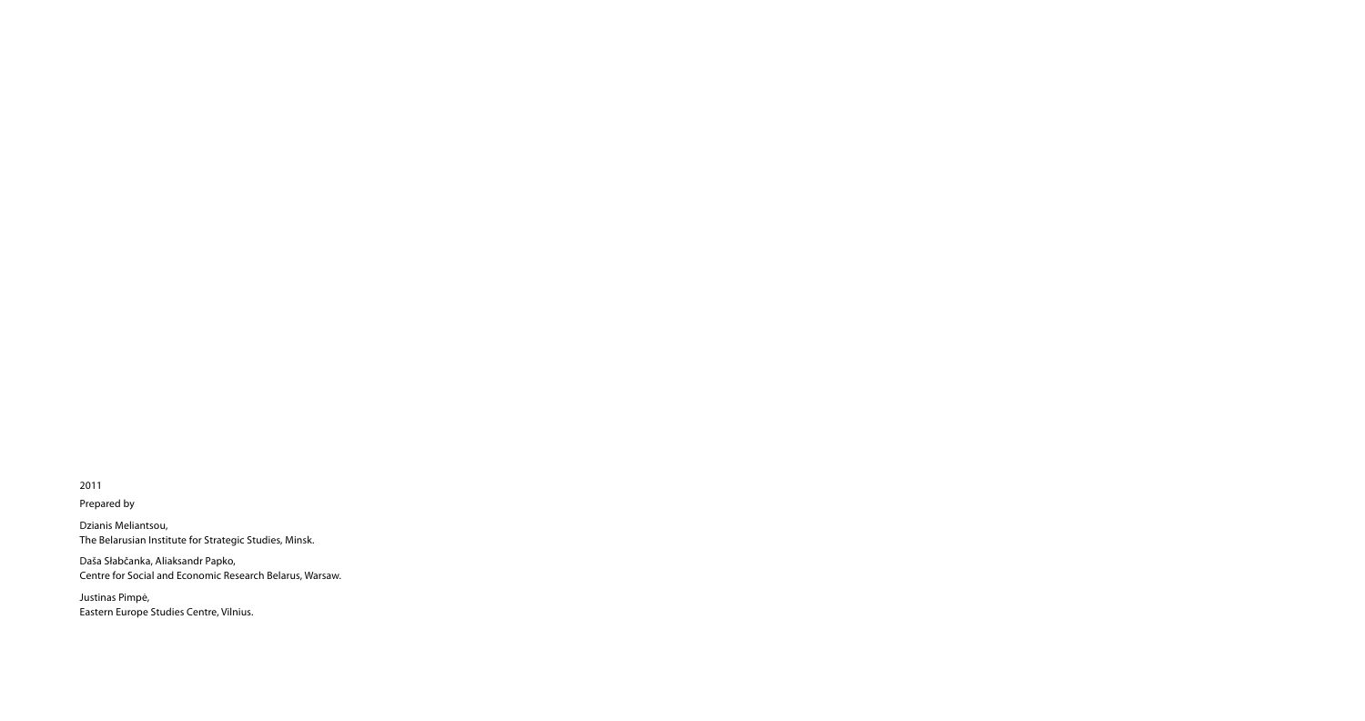2011

Prepared by

Dzianis Meliantsou,
The Belarusian Institute for Strategic Studies, Minsk.

Daša Słabčanka, Aliaksandr Papko,
Centre for Social and Economic Research Belarus, Warsaw.

Justinas Pimpė,
Eastern Europe Studies Centre, Vilnius.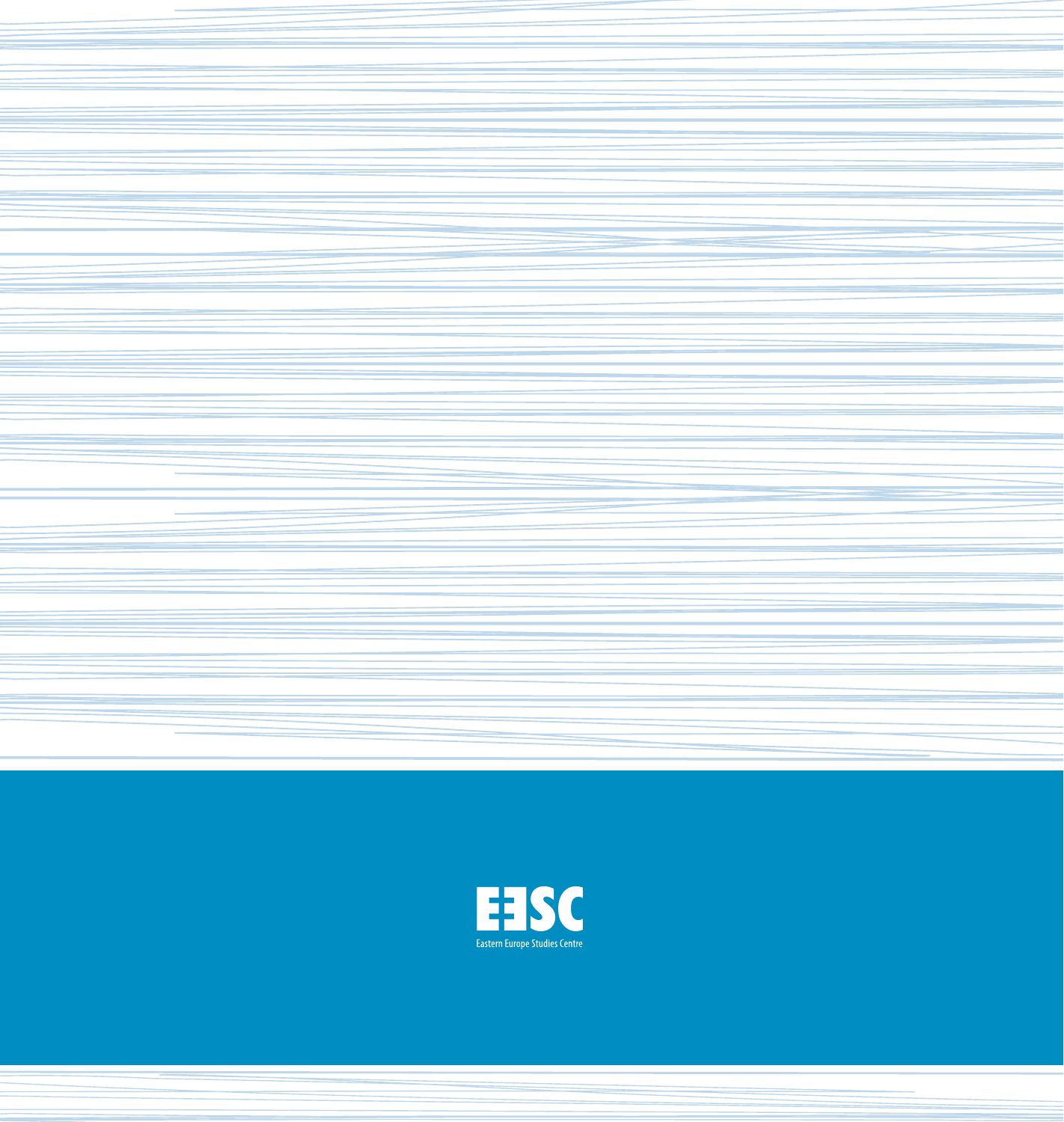EESC

Eastern Europe Studies Centre